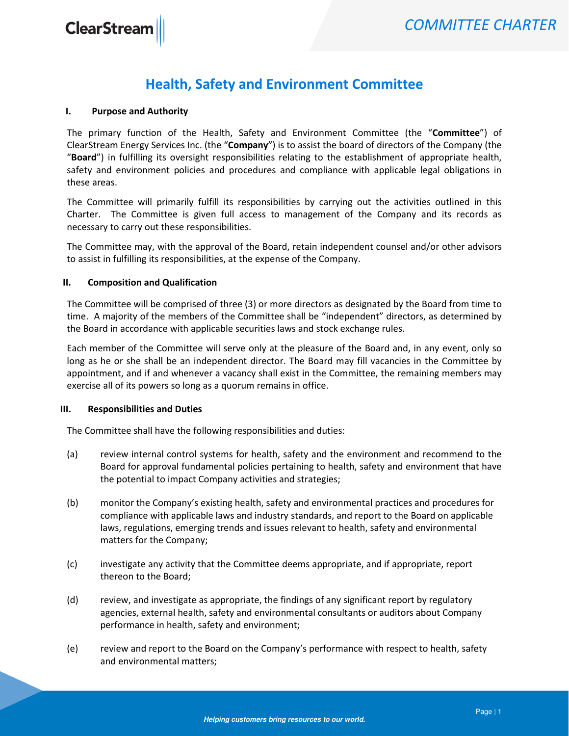# Health, Safety and Environment Committee

## I. Purpose and Authority

The primary function of the Health, Safety and Environment Committee (the "**Committee**") of ClearStream Energy Services Inc. (the "**Company**") is to assist the board of directors of the Company (the "**Board**") in fulfilling its oversight responsibilities relating to the establishment of appropriate health, safety and environment policies and procedures and compliance with applicable legal obligations in these areas.

The Committee will primarily fulfill its responsibilities by carrying out the activities outlined in this Charter. The Committee is given full access to management of the Company and its records as necessary to carry out these responsibilities.

The Committee may, with the approval of the Board, retain independent counsel and/or other advisors to assist in fulfilling its responsibilities, at the expense of the Company.

## II. Composition and Qualification

The Committee will be comprised of three (3) or more directors as designated by the Board from time to time. A majority of the members of the Committee shall be "independent" directors, as determined by the Board in accordance with applicable securities laws and stock exchange rules.

Each member of the Committee will serve only at the pleasure of the Board and, in any event, only so long as he or she shall be an independent director. The Board may fill vacancies in the Committee by appointment, and if and whenever a vacancy shall exist in the Committee, the remaining members may exercise all of its powers so long as a quorum remains in office.

## III. Responsibilities and Duties

The Committee shall have the following responsibilities and duties:

(a) review internal control systems for health, safety and the environment and recommend to the Board for approval fundamental policies pertaining to health, safety and environment that have the potential to impact Company activities and strategies;

(b) monitor the Company's existing health, safety and environmental practices and procedures for compliance with applicable laws and industry standards, and report to the Board on applicable laws, regulations, emerging trends and issues relevant to health, safety and environmental matters for the Company;

(c) investigate any activity that the Committee deems appropriate, and if appropriate, report thereon to the Board;

(d) review, and investigate as appropriate, the findings of any significant report by regulatory agencies, external health, safety and environmental consultants or auditors about Company performance in health, safety and environment;

(e) review and report to the Board on the Company's performance with respect to health, safety and environmental matters;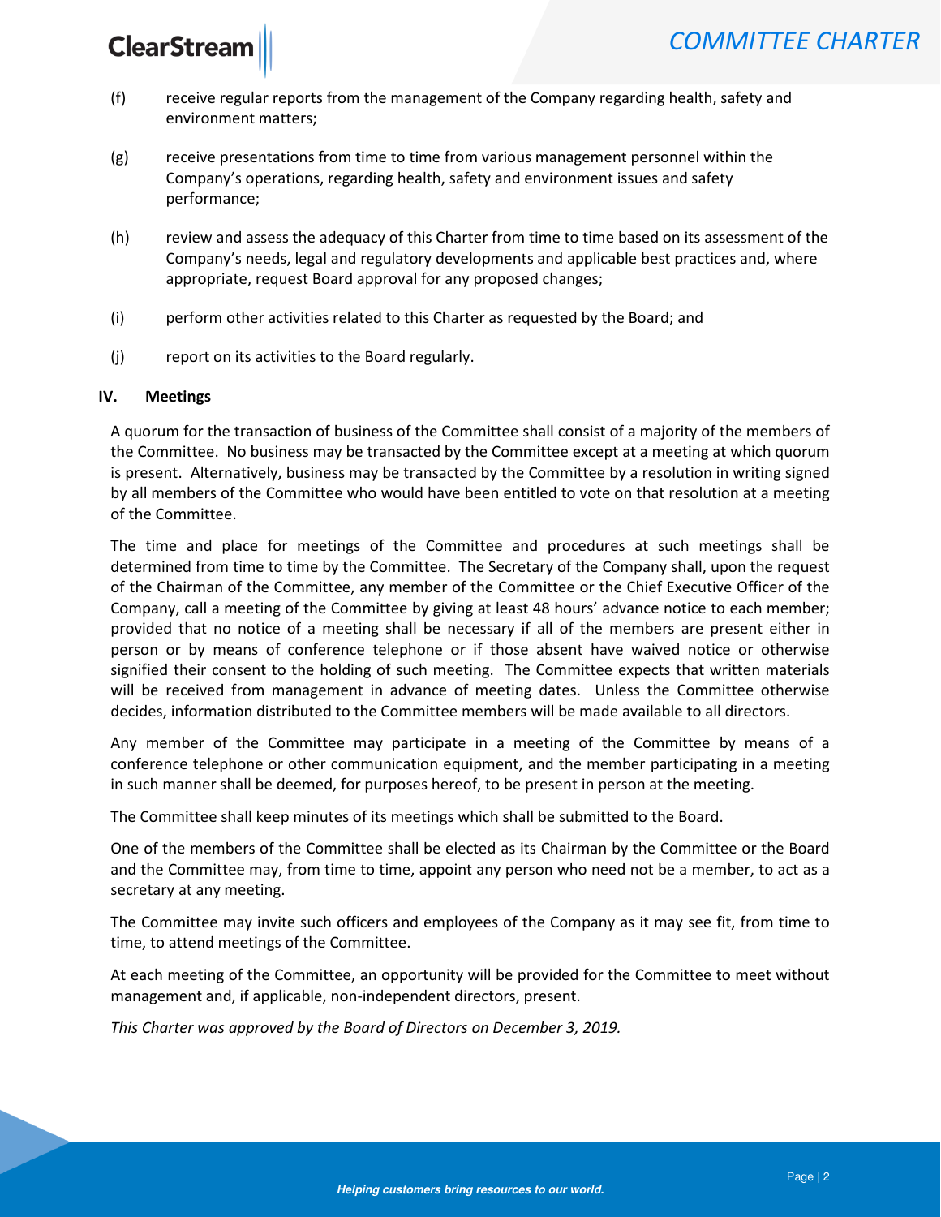(f) receive regular reports from the management of the Company regarding health, safety and environment matters;

(g) receive presentations from time to time from various management personnel within the Company's operations, regarding health, safety and environment issues and safety performance;

(h) review and assess the adequacy of this Charter from time to time based on its assessment of the Company's needs, legal and regulatory developments and applicable best practices and, where appropriate, request Board approval for any proposed changes;

(i) perform other activities related to this Charter as requested by the Board; and

(j) report on its activities to the Board regularly.

## IV. Meetings

A quorum for the transaction of business of the Committee shall consist of a majority of the members of the Committee. No business may be transacted by the Committee except at a meeting at which quorum is present. Alternatively, business may be transacted by the Committee by a resolution in writing signed by all members of the Committee who would have been entitled to vote on that resolution at a meeting of the Committee.

The time and place for meetings of the Committee and procedures at such meetings shall be determined from time to time by the Committee. The Secretary of the Company shall, upon the request of the Chairman of the Committee, any member of the Committee or the Chief Executive Officer of the Company, call a meeting of the Committee by giving at least 48 hours' advance notice to each member; provided that no notice of a meeting shall be necessary if all of the members are present either in person or by means of conference telephone or if those absent have waived notice or otherwise signified their consent to the holding of such meeting. The Committee expects that written materials will be received from management in advance of meeting dates. Unless the Committee otherwise decides, information distributed to the Committee members will be made available to all directors.

Any member of the Committee may participate in a meeting of the Committee by means of a conference telephone or other communication equipment, and the member participating in a meeting in such manner shall be deemed, for purposes hereof, to be present in person at the meeting.

The Committee shall keep minutes of its meetings which shall be submitted to the Board.

One of the members of the Committee shall be elected as its Chairman by the Committee or the Board and the Committee may, from time to time, appoint any person who need not be a member, to act as a secretary at any meeting.

The Committee may invite such officers and employees of the Company as it may see fit, from time to time, to attend meetings of the Committee.

At each meeting of the Committee, an opportunity will be provided for the Committee to meet without management and, if applicable, non-independent directors, present.

*This Charter was approved by the Board of Directors on December 3, 2019.*